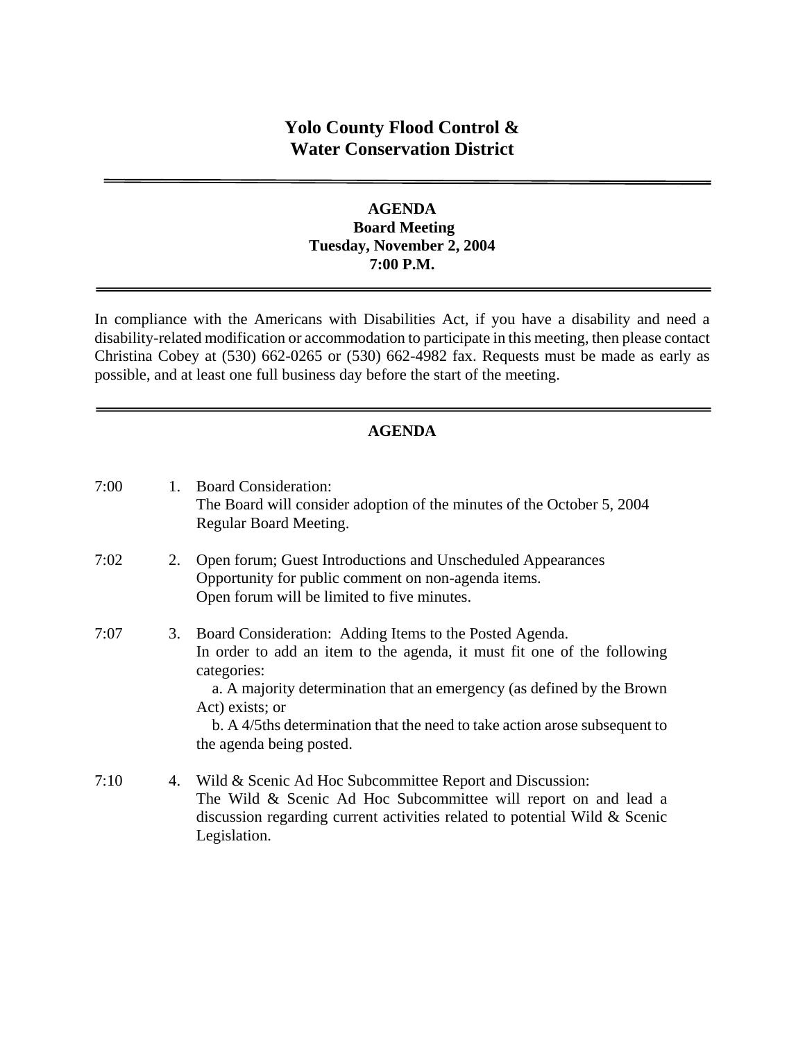# Yolo County Flood Control & Water Conservation District

---

## AGENDA
**Board Meeting**
**Tuesday, November 2, 2004**
**7:00 P.M.**

---

In compliance with the Americans with Disabilities Act, if you have a disability and need a disability-related modification or accommodation to participate in this meeting, then please contact Christina Cobey at (530) 662-0265 or (530) 662-4982 fax. Requests must be made as early as possible, and at least one full business day before the start of the meeting.

---

## AGENDA

7:00 1. Board Consideration:
The Board will consider adoption of the minutes of the October 5, 2004 Regular Board Meeting.

7:02 2. Open forum; Guest Introductions and Unscheduled Appearances
Opportunity for public comment on non-agenda items.
Open forum will be limited to five minutes.

7:07 3. Board Consideration: Adding Items to the Posted Agenda.
In order to add an item to the agenda, it must fit one of the following categories:
a. A majority determination that an emergency (as defined by the Brown Act) exists; or
b. A 4/5ths determination that the need to take action arose subsequent to the agenda being posted.

7:10 4. Wild & Scenic Ad Hoc Subcommittee Report and Discussion:
The Wild & Scenic Ad Hoc Subcommittee will report on and lead a discussion regarding current activities related to potential Wild & Scenic Legislation.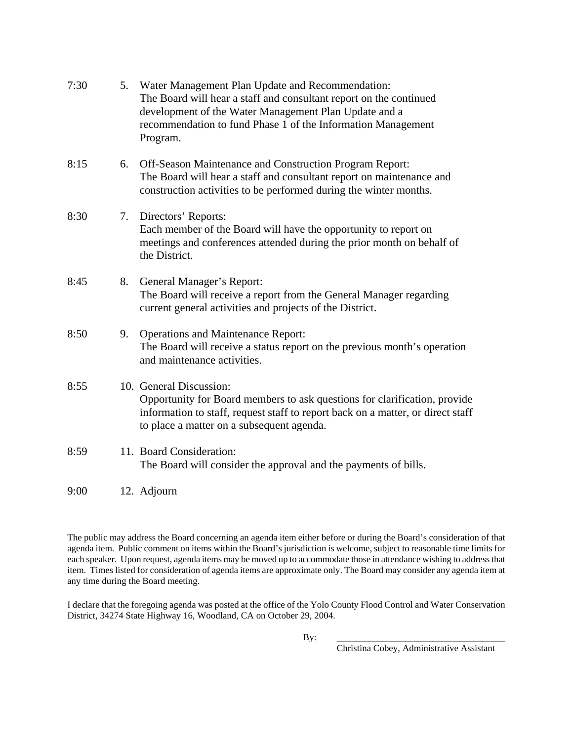7:30 5. Water Management Plan Update and Recommendation:
The Board will hear a staff and consultant report on the continued development of the Water Management Plan Update and a recommendation to fund Phase 1 of the Information Management Program.

8:15 6. Off-Season Maintenance and Construction Program Report:
The Board will hear a staff and consultant report on maintenance and construction activities to be performed during the winter months.

8:30 7. Directors' Reports:
Each member of the Board will have the opportunity to report on meetings and conferences attended during the prior month on behalf of the District.

8:45 8. General Manager's Report:
The Board will receive a report from the General Manager regarding current general activities and projects of the District.

8:50 9. Operations and Maintenance Report:
The Board will receive a status report on the previous month's operation and maintenance activities.

8:55 10. General Discussion:
Opportunity for Board members to ask questions for clarification, provide information to staff, request staff to report back on a matter, or direct staff to place a matter on a subsequent agenda.

8:59 11. Board Consideration:
The Board will consider the approval and the payments of bills.

9:00 12. Adjourn

The public may address the Board concerning an agenda item either before or during the Board's consideration of that agenda item. Public comment on items within the Board's jurisdiction is welcome, subject to reasonable time limits for each speaker. Upon request, agenda items may be moved up to accommodate those in attendance wishing to address that item. Times listed for consideration of agenda items are approximate only. The Board may consider any agenda item at any time during the Board meeting.

I declare that the foregoing agenda was posted at the office of the Yolo County Flood Control and Water Conservation District, 34274 State Highway 16, Woodland, CA on October 29, 2004.

By: ______________________________________
Christina Cobey, Administrative Assistant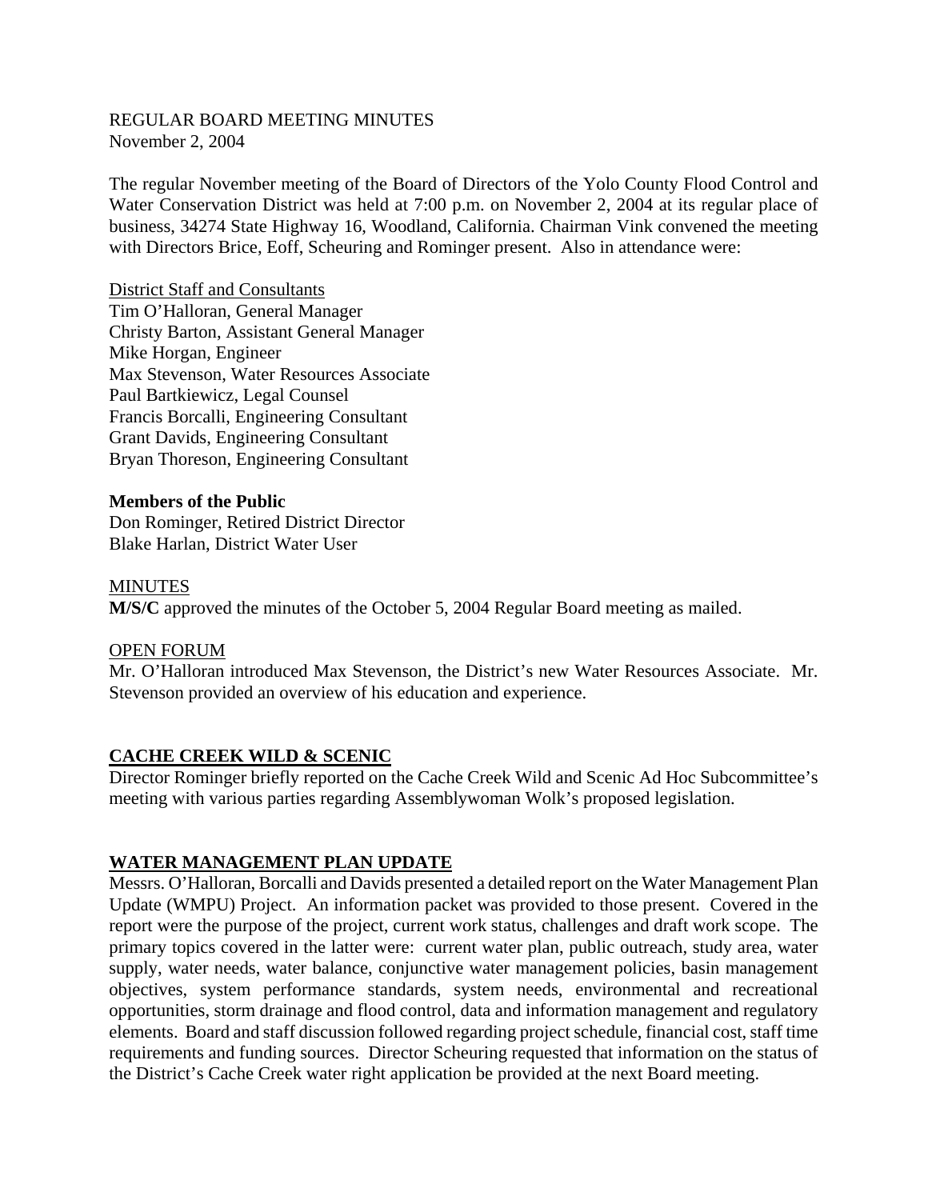REGULAR BOARD MEETING MINUTES
November 2, 2004

The regular November meeting of the Board of Directors of the Yolo County Flood Control and Water Conservation District was held at 7:00 p.m. on November 2, 2004 at its regular place of business, 34274 State Highway 16, Woodland, California. Chairman Vink convened the meeting with Directors Brice, Eoff, Scheuring and Rominger present. Also in attendance were:

<u>District Staff and Consultants</u>
Tim O'Halloran, General Manager
Christy Barton, Assistant General Manager
Mike Horgan, Engineer
Max Stevenson, Water Resources Associate
Paul Bartkiewicz, Legal Counsel
Francis Borcalli, Engineering Consultant
Grant Davids, Engineering Consultant
Bryan Thoreson, Engineering Consultant

**Members of the Public**
Don Rominger, Retired District Director
Blake Harlan, District Water User

<u>MINUTES</u>
**M/S/C** approved the minutes of the October 5, 2004 Regular Board meeting as mailed.

<u>OPEN FORUM</u>
Mr. O'Halloran introduced Max Stevenson, the District's new Water Resources Associate. Mr. Stevenson provided an overview of his education and experience.

**<u>CACHE CREEK WILD & SCENIC</u>**
Director Rominger briefly reported on the Cache Creek Wild and Scenic Ad Hoc Subcommittee's meeting with various parties regarding Assemblywoman Wolk's proposed legislation.

**<u>WATER MANAGEMENT PLAN UPDATE</u>**
Messrs. O'Halloran, Borcalli and Davids presented a detailed report on the Water Management Plan Update (WMPU) Project. An information packet was provided to those present. Covered in the report were the purpose of the project, current work status, challenges and draft work scope. The primary topics covered in the latter were: current water plan, public outreach, study area, water supply, water needs, water balance, conjunctive water management policies, basin management objectives, system performance standards, system needs, environmental and recreational opportunities, storm drainage and flood control, data and information management and regulatory elements. Board and staff discussion followed regarding project schedule, financial cost, staff time requirements and funding sources. Director Scheuring requested that information on the status of the District's Cache Creek water right application be provided at the next Board meeting.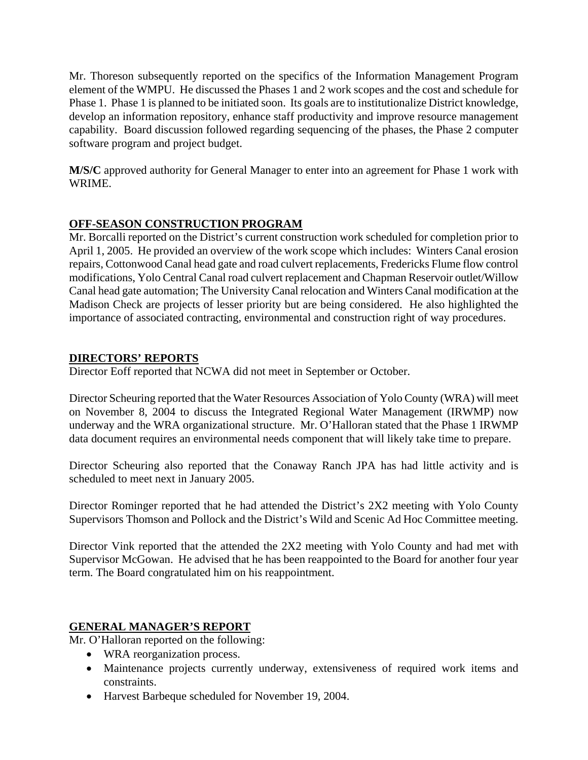Mr. Thoreson subsequently reported on the specifics of the Information Management Program element of the WMPU. He discussed the Phases 1 and 2 work scopes and the cost and schedule for Phase 1. Phase 1 is planned to be initiated soon. Its goals are to institutionalize District knowledge, develop an information repository, enhance staff productivity and improve resource management capability. Board discussion followed regarding sequencing of the phases, the Phase 2 computer software program and project budget.

**M/S/C** approved authority for General Manager to enter into an agreement for Phase 1 work with WRIME.

## OFF-SEASON CONSTRUCTION PROGRAM

Mr. Borcalli reported on the District's current construction work scheduled for completion prior to April 1, 2005. He provided an overview of the work scope which includes: Winters Canal erosion repairs, Cottonwood Canal head gate and road culvert replacements, Fredericks Flume flow control modifications, Yolo Central Canal road culvert replacement and Chapman Reservoir outlet/Willow Canal head gate automation; The University Canal relocation and Winters Canal modification at the Madison Check are projects of lesser priority but are being considered. He also highlighted the importance of associated contracting, environmental and construction right of way procedures.

## DIRECTORS' REPORTS

Director Eoff reported that NCWA did not meet in September or October.

Director Scheuring reported that the Water Resources Association of Yolo County (WRA) will meet on November 8, 2004 to discuss the Integrated Regional Water Management (IRWMP) now underway and the WRA organizational structure. Mr. O'Halloran stated that the Phase 1 IRWMP data document requires an environmental needs component that will likely take time to prepare.

Director Scheuring also reported that the Conaway Ranch JPA has had little activity and is scheduled to meet next in January 2005.

Director Rominger reported that he had attended the District's 2X2 meeting with Yolo County Supervisors Thomson and Pollock and the District's Wild and Scenic Ad Hoc Committee meeting.

Director Vink reported that the attended the 2X2 meeting with Yolo County and had met with Supervisor McGowan. He advised that he has been reappointed to the Board for another four year term. The Board congratulated him on his reappointment.

## GENERAL MANAGER'S REPORT

Mr. O'Halloran reported on the following:

- WRA reorganization process.
- Maintenance projects currently underway, extensiveness of required work items and constraints.
- Harvest Barbeque scheduled for November 19, 2004.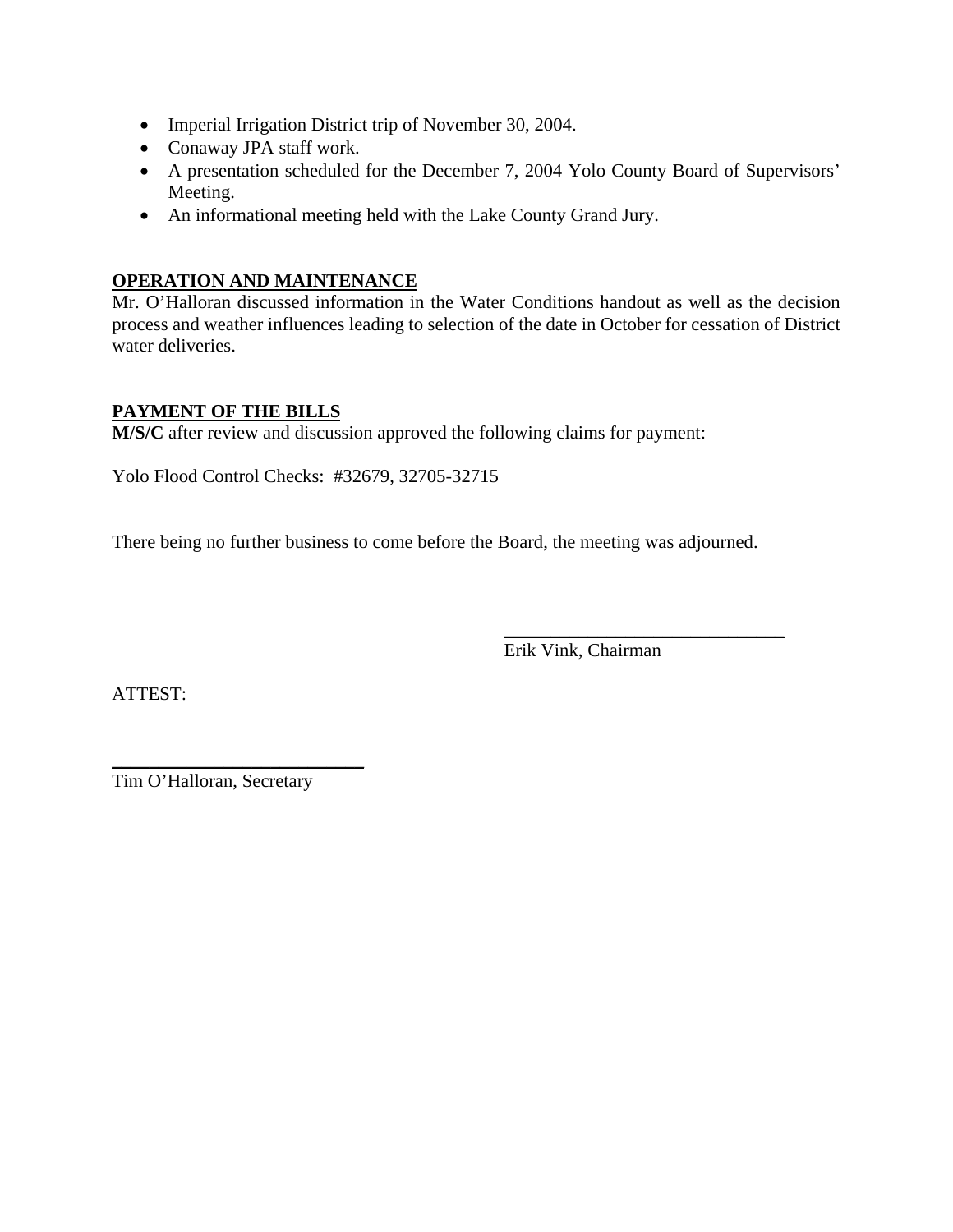- Imperial Irrigation District trip of November 30, 2004.
- Conaway JPA staff work.
- A presentation scheduled for the December 7, 2004 Yolo County Board of Supervisors' Meeting.
- An informational meeting held with the Lake County Grand Jury.

**OPERATION AND MAINTENANCE**

Mr. O'Halloran discussed information in the Water Conditions handout as well as the decision process and weather influences leading to selection of the date in October for cessation of District water deliveries.

**PAYMENT OF THE BILLS**

**M/S/C** after review and discussion approved the following claims for payment:

Yolo Flood Control Checks: #32679, 32705-32715

There being no further business to come before the Board, the meeting was adjourned.

\_\_\_\_\_\_\_\_\_\_\_\_\_\_\_\_\_\_\_\_\_\_\_\_\_\_\_\_\_\_
Erik Vink, Chairman

ATTEST:

\_\_\_\_\_\_\_\_\_\_\_\_\_\_\_\_\_\_\_\_\_\_\_\_\_\_\_\_\_\_
Tim O'Halloran, Secretary